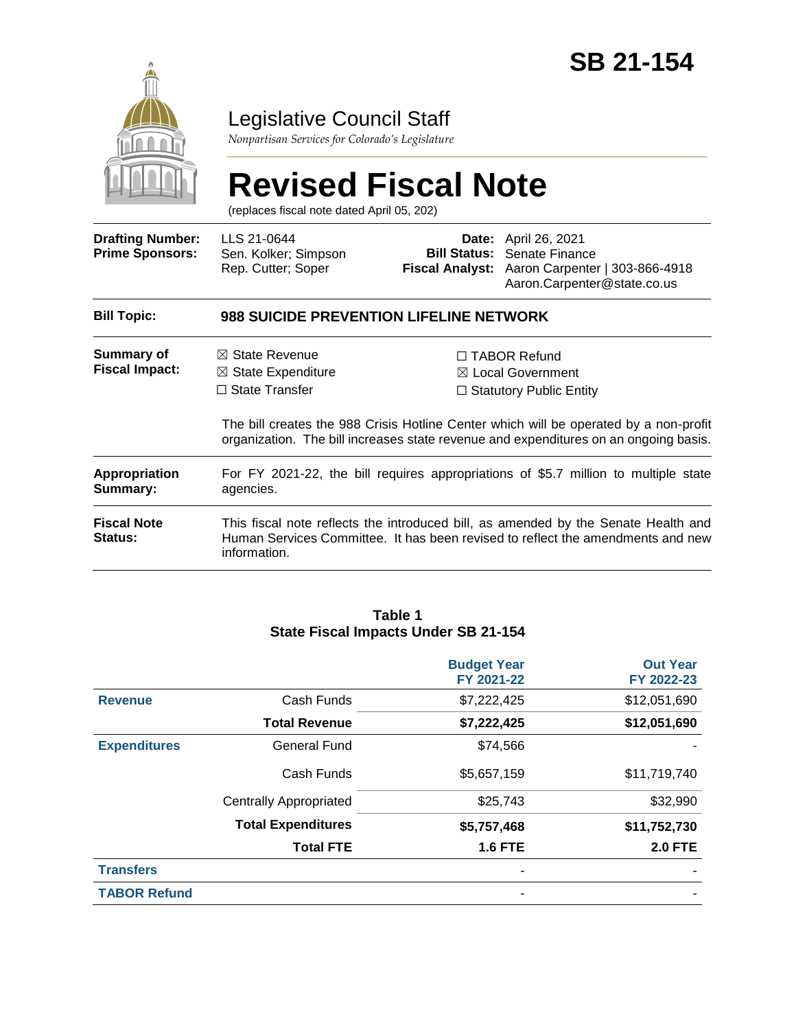# SB 21-154

## Legislative Council Staff

*Nonpartisan Services for Colorado's Legislature*

# Revised Fiscal Note

(replaces fiscal note dated April 05, 202)

| | | | |
|---|---|---|---|
| **Drafting Number:** | LLS 21-0644 | **Date:** | April 26, 2021 |
| **Prime Sponsors:** | Sen. Kolker; Simpson<br>Rep. Cutter; Soper | **Bill Status:** | Senate Finance |
| | | **Fiscal Analyst:** | Aaron Carpenter \| 303-866-4918<br>Aaron.Carpenter@state.co.us |

| | |
|---|---|
| **Bill Topic:** | **988 SUICIDE PREVENTION LIFELINE NETWORK** |
| **Summary of Fiscal Impact:** | ☒ State Revenue<br>☒ State Expenditure<br>☐ State Transfer<br>☐ TABOR Refund<br>☒ Local Government<br>☐ Statutory Public Entity<br><br>The bill creates the 988 Crisis Hotline Center which will be operated by a non-profit organization. The bill increases state revenue and expenditures on an ongoing basis. |
| **Appropriation Summary:** | For FY 2021-22, the bill requires appropriations of $5.7 million to multiple state agencies. |
| **Fiscal Note Status:** | This fiscal note reflects the introduced bill, as amended by the Senate Health and Human Services Committee. It has been revised to reflect the amendments and new information. |

**Table 1**
**State Fiscal Impacts Under SB 21-154**

| | | Budget Year FY 2021-22 | Out Year FY 2022-23 |
|---|---|---|---|
| **Revenue** | Cash Funds | $7,222,425 | $12,051,690 |
| | **Total Revenue** | **$7,222,425** | **$12,051,690** |
| **Expenditures** | General Fund | $74,566 | - |
| | Cash Funds | $5,657,159 | $11,719,740 |
| | Centrally Appropriated | $25,743 | $32,990 |
| | **Total Expenditures** | **$5,757,468** | **$11,752,730** |
| | **Total FTE** | **1.6 FTE** | **2.0 FTE** |
| **Transfers** | | - | - |
| **TABOR Refund** | | - | - |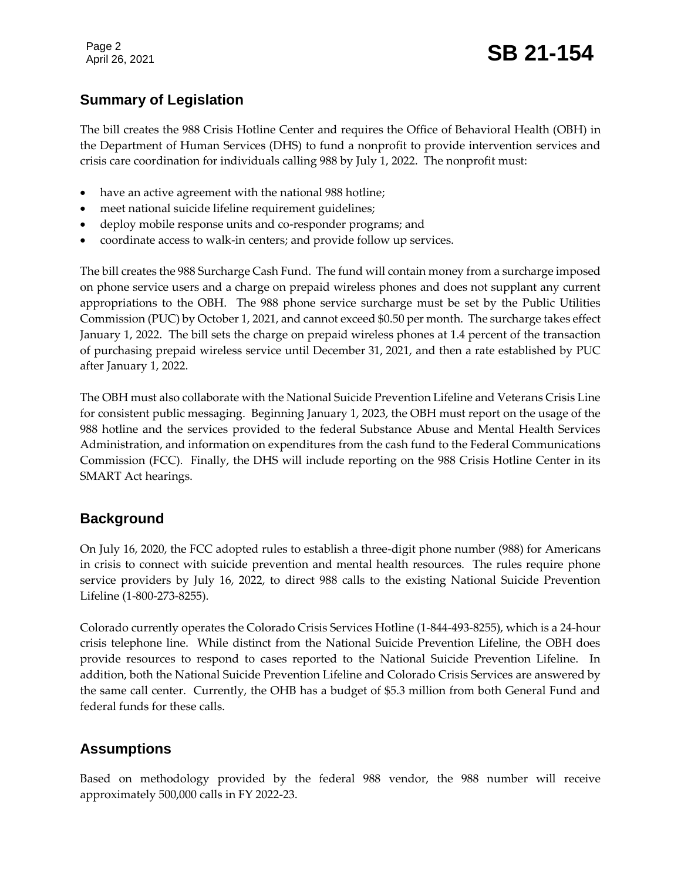## Summary of Legislation

The bill creates the 988 Crisis Hotline Center and requires the Office of Behavioral Health (OBH) in the Department of Human Services (DHS) to fund a nonprofit to provide intervention services and crisis care coordination for individuals calling 988 by July 1, 2022. The nonprofit must:

- have an active agreement with the national 988 hotline;
- meet national suicide lifeline requirement guidelines;
- deploy mobile response units and co-responder programs; and
- coordinate access to walk-in centers; and provide follow up services.

The bill creates the 988 Surcharge Cash Fund. The fund will contain money from a surcharge imposed on phone service users and a charge on prepaid wireless phones and does not supplant any current appropriations to the OBH. The 988 phone service surcharge must be set by the Public Utilities Commission (PUC) by October 1, 2021, and cannot exceed $0.50 per month. The surcharge takes effect January 1, 2022. The bill sets the charge on prepaid wireless phones at 1.4 percent of the transaction of purchasing prepaid wireless service until December 31, 2021, and then a rate established by PUC after January 1, 2022.

The OBH must also collaborate with the National Suicide Prevention Lifeline and Veterans Crisis Line for consistent public messaging. Beginning January 1, 2023, the OBH must report on the usage of the 988 hotline and the services provided to the federal Substance Abuse and Mental Health Services Administration, and information on expenditures from the cash fund to the Federal Communications Commission (FCC). Finally, the DHS will include reporting on the 988 Crisis Hotline Center in its SMART Act hearings.

## Background

On July 16, 2020, the FCC adopted rules to establish a three-digit phone number (988) for Americans in crisis to connect with suicide prevention and mental health resources. The rules require phone service providers by July 16, 2022, to direct 988 calls to the existing National Suicide Prevention Lifeline (1-800-273-8255).

Colorado currently operates the Colorado Crisis Services Hotline (1-844-493-8255), which is a 24-hour crisis telephone line. While distinct from the National Suicide Prevention Lifeline, the OBH does provide resources to respond to cases reported to the National Suicide Prevention Lifeline. In addition, both the National Suicide Prevention Lifeline and Colorado Crisis Services are answered by the same call center. Currently, the OHB has a budget of $5.3 million from both General Fund and federal funds for these calls.

## Assumptions

Based on methodology provided by the federal 988 vendor, the 988 number will receive approximately 500,000 calls in FY 2022-23.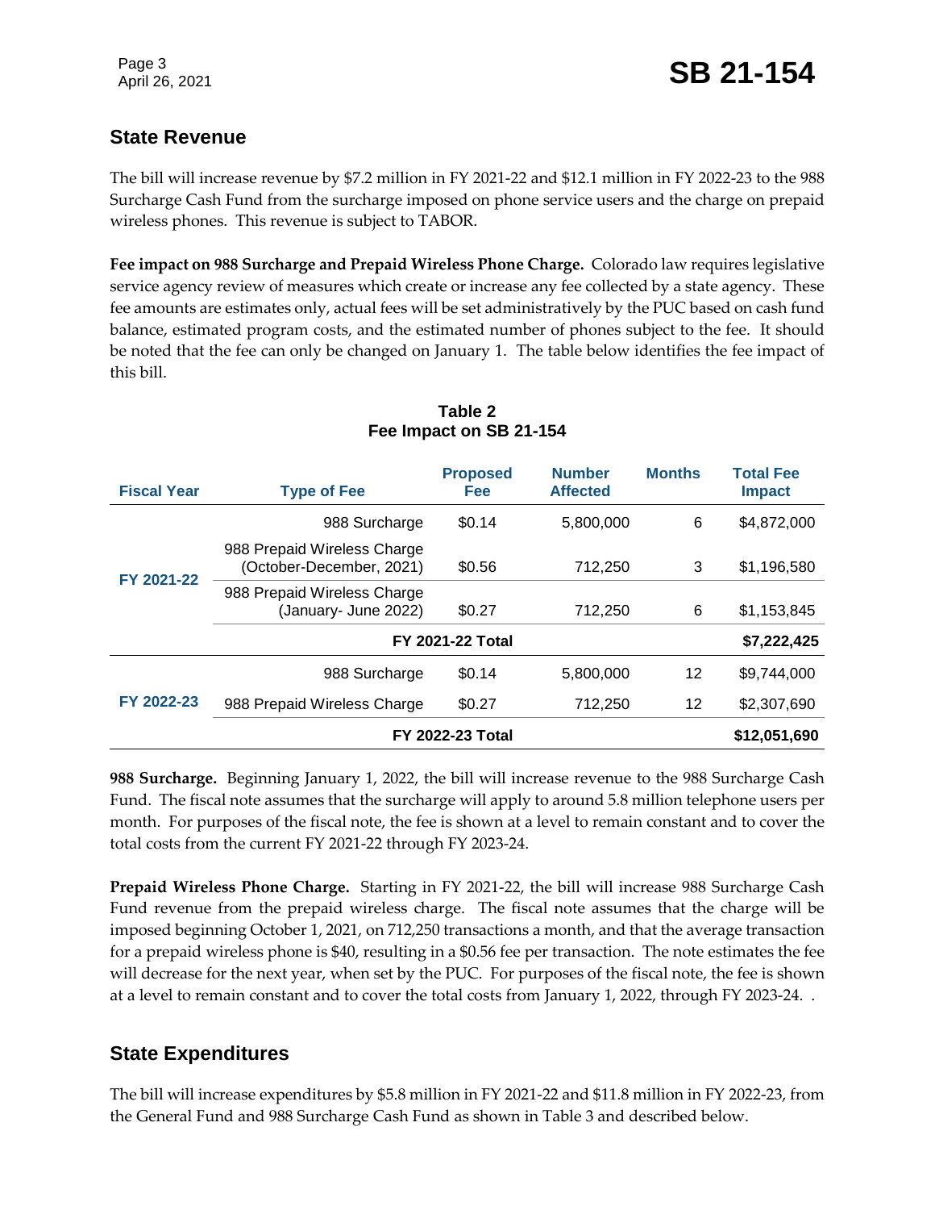## State Revenue

The bill will increase revenue by $7.2 million in FY 2021-22 and $12.1 million in FY 2022-23 to the 988 Surcharge Cash Fund from the surcharge imposed on phone service users and the charge on prepaid wireless phones. This revenue is subject to TABOR.

**Fee impact on 988 Surcharge and Prepaid Wireless Phone Charge.** Colorado law requires legislative service agency review of measures which create or increase any fee collected by a state agency. These fee amounts are estimates only, actual fees will be set administratively by the PUC based on cash fund balance, estimated program costs, and the estimated number of phones subject to the fee. It should be noted that the fee can only be changed on January 1. The table below identifies the fee impact of this bill.

**Table 2**
**Fee Impact on SB 21-154**

| Fiscal Year | Type of Fee | Proposed Fee | Number Affected | Months | Total Fee Impact |
|---|---|---|---|---|---|
| FY 2021-22 | 988 Surcharge | $0.14 | 5,800,000 | 6 | $4,872,000 |
| | 988 Prepaid Wireless Charge (October-December, 2021) | $0.56 | 712,250 | 3 | $1,196,580 |
| | 988 Prepaid Wireless Charge (January- June 2022) | $0.27 | 712,250 | 6 | $1,153,845 |
| | **FY 2021-22 Total** | | | | **$7,222,425** |
| FY 2022-23 | 988 Surcharge | $0.14 | 5,800,000 | 12 | $9,744,000 |
| | 988 Prepaid Wireless Charge | $0.27 | 712,250 | 12 | $2,307,690 |
| | **FY 2022-23 Total** | | | | **$12,051,690** |

**988 Surcharge.** Beginning January 1, 2022, the bill will increase revenue to the 988 Surcharge Cash Fund. The fiscal note assumes that the surcharge will apply to around 5.8 million telephone users per month. For purposes of the fiscal note, the fee is shown at a level to remain constant and to cover the total costs from the current FY 2021-22 through FY 2023-24.

**Prepaid Wireless Phone Charge.** Starting in FY 2021-22, the bill will increase 988 Surcharge Cash Fund revenue from the prepaid wireless charge. The fiscal note assumes that the charge will be imposed beginning October 1, 2021, on 712,250 transactions a month, and that the average transaction for a prepaid wireless phone is $40, resulting in a $0.56 fee per transaction. The note estimates the fee will decrease for the next year, when set by the PUC. For purposes of the fiscal note, the fee is shown at a level to remain constant and to cover the total costs from January 1, 2022, through FY 2023-24. .

## State Expenditures

The bill will increase expenditures by $5.8 million in FY 2021-22 and $11.8 million in FY 2022-23, from the General Fund and 988 Surcharge Cash Fund as shown in Table 3 and described below.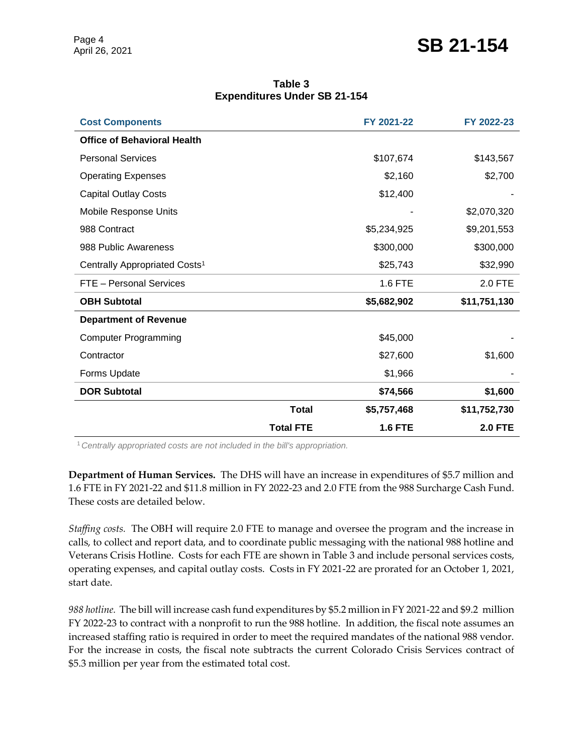**Table 3**
**Expenditures Under SB 21-154**

| Cost Components | FY 2021-22 | FY 2022-23 |
|---|---|---|
| **Office of Behavioral Health** | | |
| Personal Services | $107,674 | $143,567 |
| Operating Expenses | $2,160 | $2,700 |
| Capital Outlay Costs | $12,400 | - |
| Mobile Response Units | - | $2,070,320 |
| 988 Contract | $5,234,925 | $9,201,553 |
| 988 Public Awareness | $300,000 | $300,000 |
| Centrally Appropriated Costs[1] | $25,743 | $32,990 |
| FTE – Personal Services | 1.6 FTE | 2.0 FTE |
| **OBH Subtotal** | **$5,682,902** | **$11,751,130** |
| **Department of Revenue** | | |
| Computer Programming | $45,000 | - |
| Contractor | $27,600 | $1,600 |
| Forms Update | $1,966 | - |
| **DOR Subtotal** | **$74,566** | **$1,600** |
| **Total** | **$5,757,468** | **$11,752,730** |
| **Total FTE** | **1.6 FTE** | **2.0 FTE** |

[1] *Centrally appropriated costs are not included in the bill's appropriation.*

**Department of Human Services.** The DHS will have an increase in expenditures of $5.7 million and 1.6 FTE in FY 2021-22 and $11.8 million in FY 2022-23 and 2.0 FTE from the 988 Surcharge Cash Fund. These costs are detailed below.

*Staffing costs.* The OBH will require 2.0 FTE to manage and oversee the program and the increase in calls, to collect and report data, and to coordinate public messaging with the national 988 hotline and Veterans Crisis Hotline. Costs for each FTE are shown in Table 3 and include personal services costs, operating expenses, and capital outlay costs. Costs in FY 2021-22 are prorated for an October 1, 2021, start date.

*988 hotline.* The bill will increase cash fund expenditures by $5.2 million in FY 2021-22 and $9.2 million FY 2022-23 to contract with a nonprofit to run the 988 hotline. In addition, the fiscal note assumes an increased staffing ratio is required in order to meet the required mandates of the national 988 vendor. For the increase in costs, the fiscal note subtracts the current Colorado Crisis Services contract of $5.3 million per year from the estimated total cost.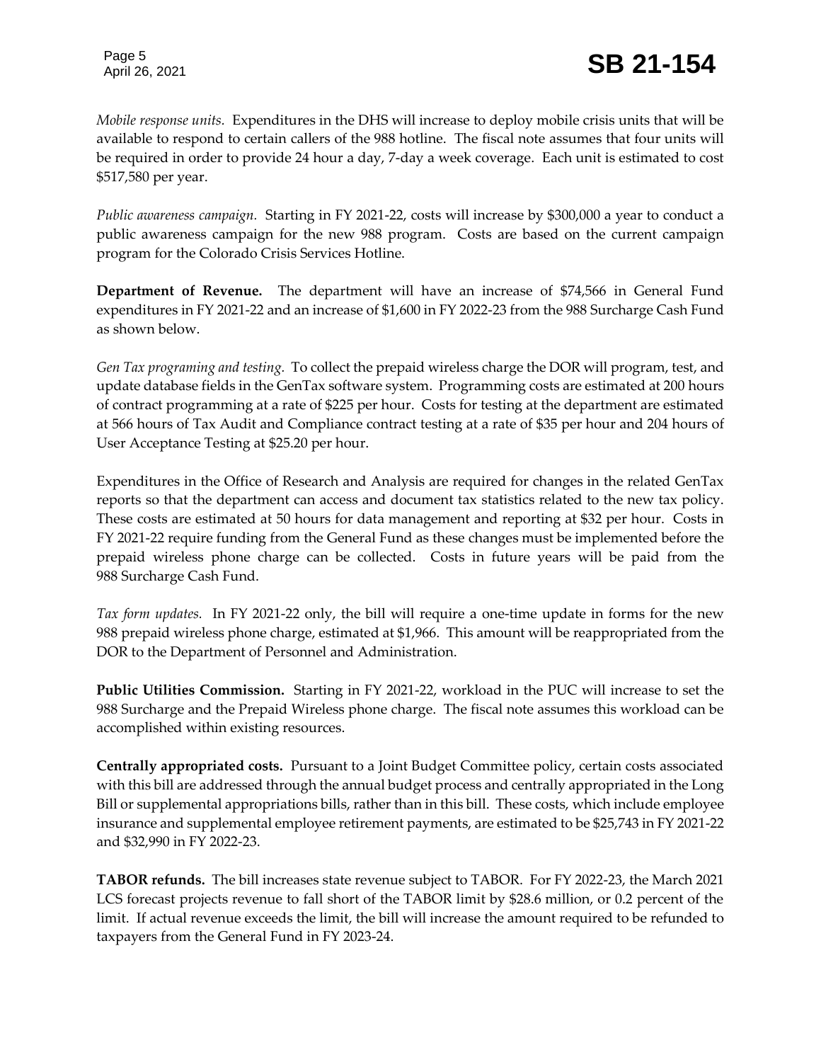*Mobile response units.* Expenditures in the DHS will increase to deploy mobile crisis units that will be available to respond to certain callers of the 988 hotline. The fiscal note assumes that four units will be required in order to provide 24 hour a day, 7-day a week coverage. Each unit is estimated to cost $517,580 per year.

*Public awareness campaign.* Starting in FY 2021-22, costs will increase by $300,000 a year to conduct a public awareness campaign for the new 988 program. Costs are based on the current campaign program for the Colorado Crisis Services Hotline.

**Department of Revenue.** The department will have an increase of $74,566 in General Fund expenditures in FY 2021-22 and an increase of $1,600 in FY 2022-23 from the 988 Surcharge Cash Fund as shown below.

*Gen Tax programing and testing.* To collect the prepaid wireless charge the DOR will program, test, and update database fields in the GenTax software system. Programming costs are estimated at 200 hours of contract programming at a rate of $225 per hour. Costs for testing at the department are estimated at 566 hours of Tax Audit and Compliance contract testing at a rate of $35 per hour and 204 hours of User Acceptance Testing at $25.20 per hour.

Expenditures in the Office of Research and Analysis are required for changes in the related GenTax reports so that the department can access and document tax statistics related to the new tax policy. These costs are estimated at 50 hours for data management and reporting at $32 per hour. Costs in FY 2021-22 require funding from the General Fund as these changes must be implemented before the prepaid wireless phone charge can be collected. Costs in future years will be paid from the 988 Surcharge Cash Fund.

*Tax form updates.* In FY 2021-22 only, the bill will require a one-time update in forms for the new 988 prepaid wireless phone charge, estimated at $1,966. This amount will be reappropriated from the DOR to the Department of Personnel and Administration.

**Public Utilities Commission.** Starting in FY 2021-22, workload in the PUC will increase to set the 988 Surcharge and the Prepaid Wireless phone charge. The fiscal note assumes this workload can be accomplished within existing resources.

**Centrally appropriated costs.** Pursuant to a Joint Budget Committee policy, certain costs associated with this bill are addressed through the annual budget process and centrally appropriated in the Long Bill or supplemental appropriations bills, rather than in this bill. These costs, which include employee insurance and supplemental employee retirement payments, are estimated to be $25,743 in FY 2021-22 and $32,990 in FY 2022-23.

**TABOR refunds.** The bill increases state revenue subject to TABOR. For FY 2022-23, the March 2021 LCS forecast projects revenue to fall short of the TABOR limit by $28.6 million, or 0.2 percent of the limit. If actual revenue exceeds the limit, the bill will increase the amount required to be refunded to taxpayers from the General Fund in FY 2023-24.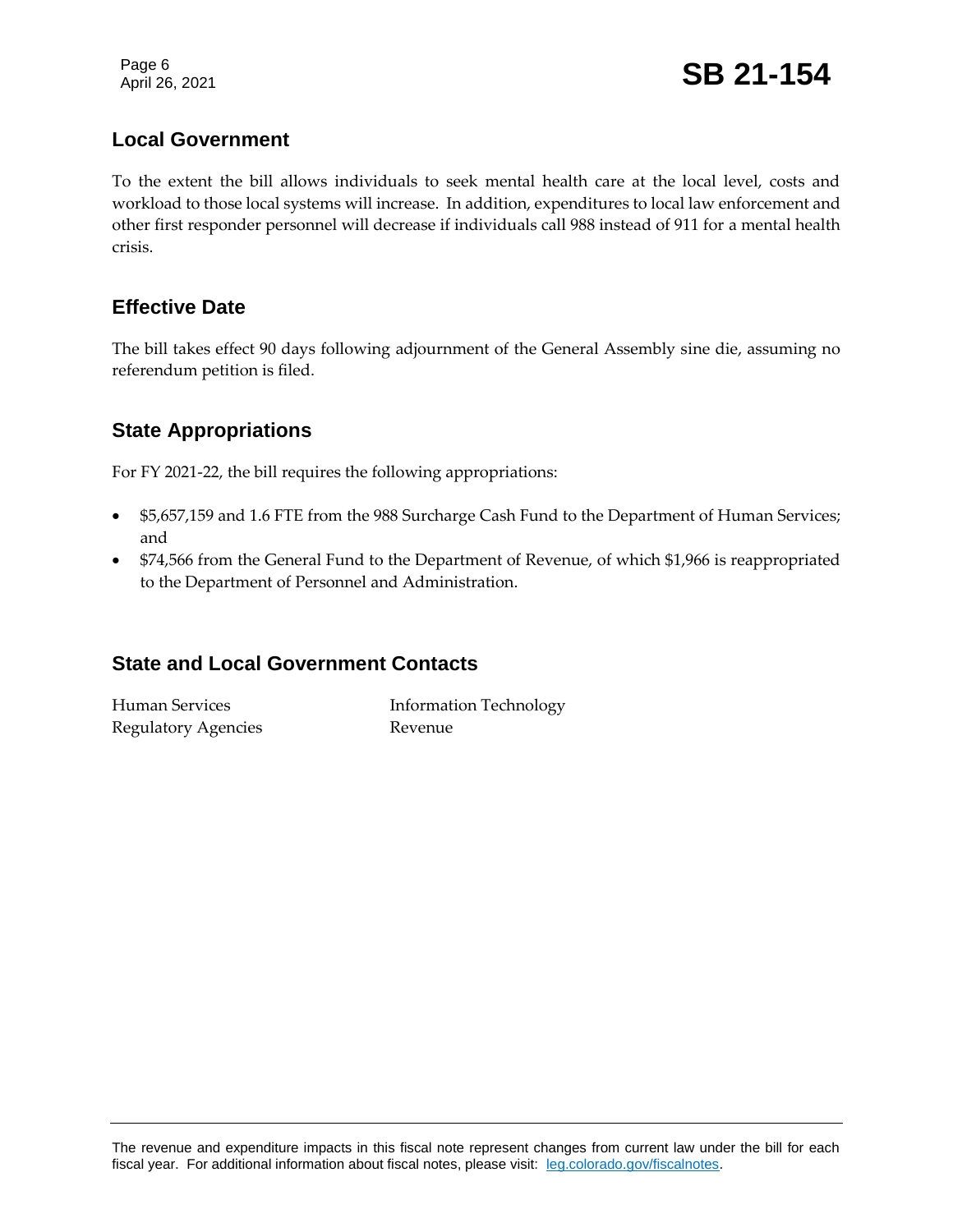## Local Government

To the extent the bill allows individuals to seek mental health care at the local level, costs and workload to those local systems will increase. In addition, expenditures to local law enforcement and other first responder personnel will decrease if individuals call 988 instead of 911 for a mental health crisis.

## Effective Date

The bill takes effect 90 days following adjournment of the General Assembly sine die, assuming no referendum petition is filed.

## State Appropriations

For FY 2021-22, the bill requires the following appropriations:

- $5,657,159 and 1.6 FTE from the 988 Surcharge Cash Fund to the Department of Human Services; and
- $74,566 from the General Fund to the Department of Revenue, of which $1,966 is reappropriated to the Department of Personnel and Administration.

## State and Local Government Contacts

| | |
|---|---|
| Human Services | Information Technology |
| Regulatory Agencies | Revenue |

The revenue and expenditure impacts in this fiscal note represent changes from current law under the bill for each fiscal year. For additional information about fiscal notes, please visit: leg.colorado.gov/fiscalnotes.